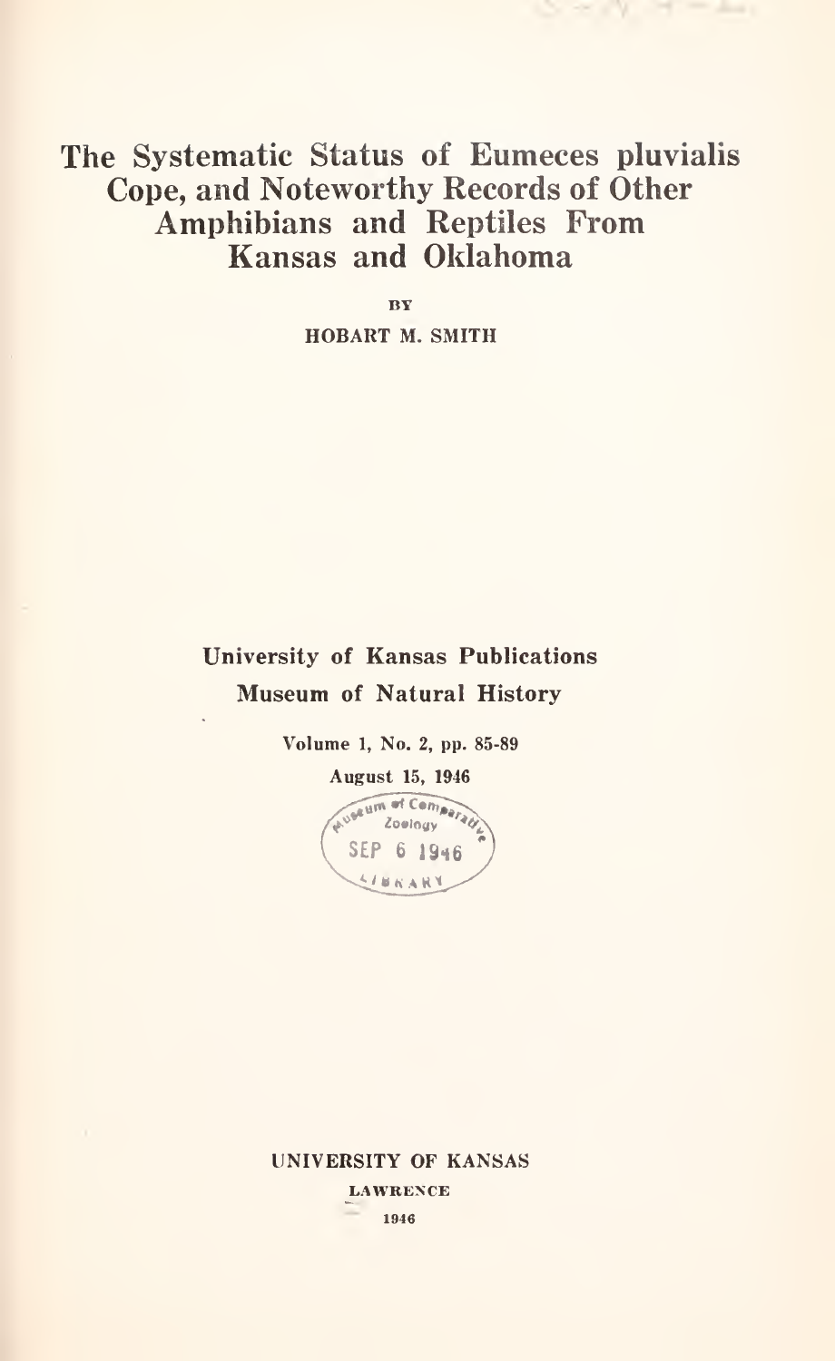# The Systematic Status of Eumeces pluvialis Cope, and Noteworthy Records of Other Amphibians and Reptiles From Kansas and Oklahoma

BY

HOBART M. SMITH

University of Kansas Publications
Museum of Natural History

Volume 1, No. 2, pp. 85-89

August 15, 1946

Museum of Comparative Zoology
SEP 6 1946
LIBRARY

UNIVERSITY OF KANSAS
LAWRENCE
1946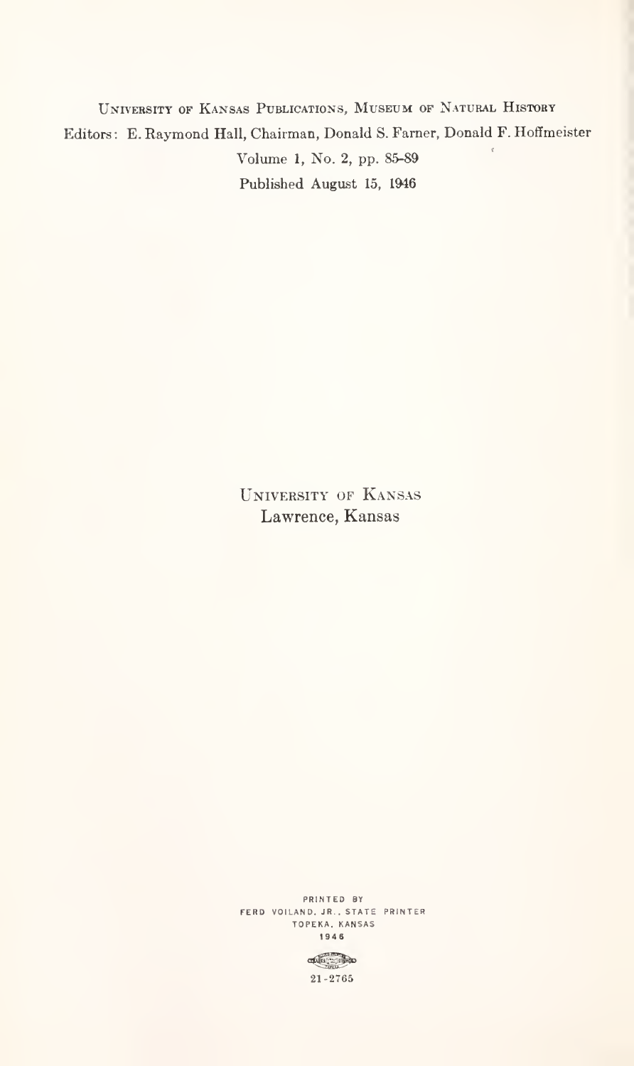UNIVERSITY OF KANSAS PUBLICATIONS, MUSEUM OF NATURAL HISTORY

Editors: E. Raymond Hall, Chairman, Donald S. Farner, Donald F. Hoffmeister

Volume 1, No. 2, pp. 85-89

Published August 15, 1946

UNIVERSITY OF KANSAS

Lawrence, Kansas

PRINTED BY
FERD VOILAND, JR., STATE PRINTER
TOPEKA, KANSAS
1946

21-2765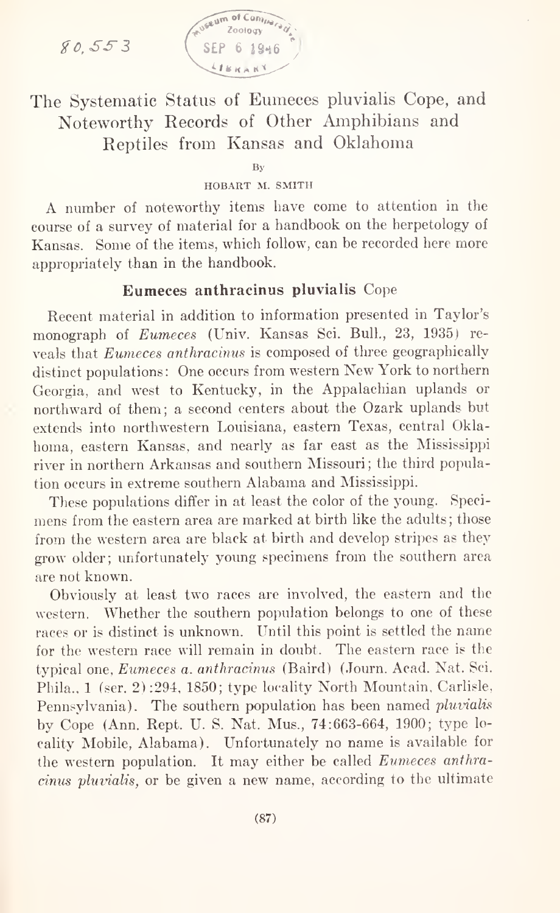80,553

Museum of Comparative Zoology SEP 6 1946 LIBRARY

# The Systematic Status of Eumeces pluvialis Cope, and Noteworthy Records of Other Amphibians and Reptiles from Kansas and Oklahoma

By

HOBART M. SMITH

A number of noteworthy items have come to attention in the course of a survey of material for a handbook on the herpetology of Kansas. Some of the items, which follow, can be recorded here more appropriately than in the handbook.

## Eumeces anthracinus pluvialis Cope

Recent material in addition to information presented in Taylor's monograph of *Eumeces* (Univ. Kansas Sci. Bull., 23, 1935) reveals that *Eumeces anthracinus* is composed of three geographically distinct populations: One occurs from western New York to northern Georgia, and west to Kentucky, in the Appalachian uplands or northward of them; a second centers about the Ozark uplands but extends into northwestern Louisiana, eastern Texas, central Oklahoma, eastern Kansas, and nearly as far east as the Mississippi river in northern Arkansas and southern Missouri; the third population occurs in extreme southern Alabama and Mississippi.

These populations differ in at least the color of the young. Specimens from the eastern area are marked at birth like the adults; those from the western area are black at birth and develop stripes as they grow older; unfortunately young specimens from the southern area are not known.

Obviously at least two races are involved, the eastern and the western. Whether the southern population belongs to one of these races or is distinct is unknown. Until this point is settled the name for the western race will remain in doubt. The eastern race is the typical one, *Eumeces a. anthracinus* (Baird) (Journ. Acad. Nat. Sci. Phila., 1 (ser. 2):294, 1850; type locality North Mountain, Carlisle, Pennsylvania). The southern population has been named *pluvialis* by Cope (Ann. Rept. U. S. Nat. Mus., 74:663-664, 1900; type locality Mobile, Alabama). Unfortunately no name is available for the western population. It may either be called *Eumeces anthracinus pluvialis*, or be given a new name, according to the ultimate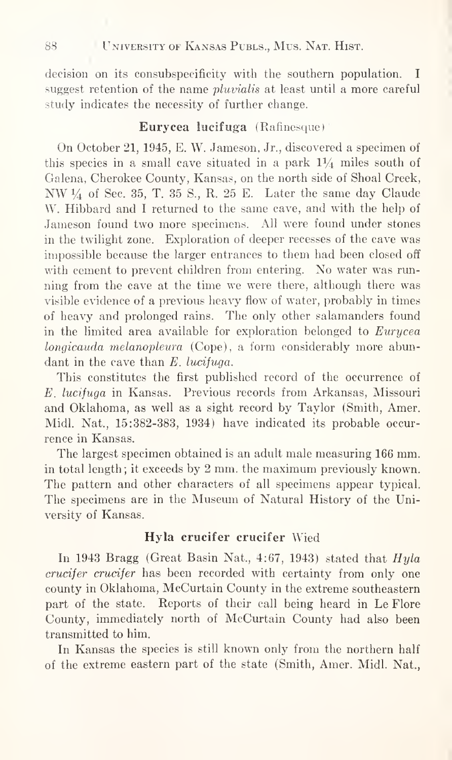decision on its consubspecificity with the southern population. I suggest retention of the name *pluvialis* at least until a more careful study indicates the necessity of further change.

### Eurycea lucifuga (Rafinesque)

On October 21, 1945, E. W. Jameson, Jr., discovered a specimen of this species in a small cave situated in a park 1¼ miles south of Galena, Cherokee County, Kansas, on the north side of Shoal Creek, NW ¼ of Sec. 35, T. 35 S., R. 25 E. Later the same day Claude W. Hibbard and I returned to the same cave, and with the help of Jameson found two more specimens. All were found under stones in the twilight zone. Exploration of deeper recesses of the cave was impossible because the larger entrances to them had been closed off with cement to prevent children from entering. No water was running from the cave at the time we were there, although there was visible evidence of a previous heavy flow of water, probably in times of heavy and prolonged rains. The only other salamanders found in the limited area available for exploration belonged to *Eurycea longicauda melanopleura* (Cope), a form considerably more abundant in the cave than *E. lucifuga*.

This constitutes the first published record of the occurrence of *E. lucifuga* in Kansas. Previous records from Arkansas, Missouri and Oklahoma, as well as a sight record by Taylor (Smith, Amer. Midl. Nat., 15:382-383, 1934) have indicated its probable occurrence in Kansas.

The largest specimen obtained is an adult male measuring 166 mm. in total length; it exceeds by 2 mm. the maximum previously known. The pattern and other characters of all specimens appear typical. The specimens are in the Museum of Natural History of the University of Kansas.

### Hyla crucifer crucifer Wied

In 1943 Bragg (Great Basin Nat., 4:67, 1943) stated that *Hyla crucifer crucifer* has been recorded with certainty from only one county in Oklahoma, McCurtain County in the extreme southeastern part of the state. Reports of their call being heard in Le Flore County, immediately north of McCurtain County had also been transmitted to him.

In Kansas the species is still known only from the northern half of the extreme eastern part of the state (Smith, Amer. Midl. Nat.,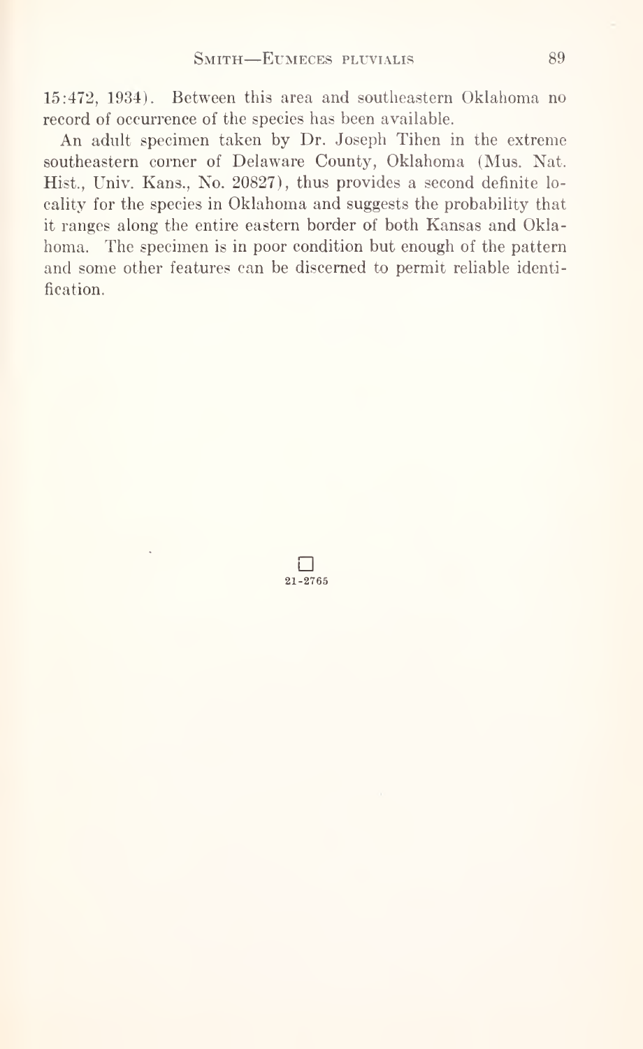15:472, 1934). Between this area and southeastern Oklahoma no record of occurrence of the species has been available.

An adult specimen taken by Dr. Joseph Tihen in the extreme southeastern corner of Delaware County, Oklahoma (Mus. Nat. Hist., Univ. Kans., No. 20827), thus provides a second definite locality for the species in Oklahoma and suggests the probability that it ranges along the entire eastern border of both Kansas and Oklahoma. The specimen is in poor condition but enough of the pattern and some other features can be discerned to permit reliable identification.

21-2765